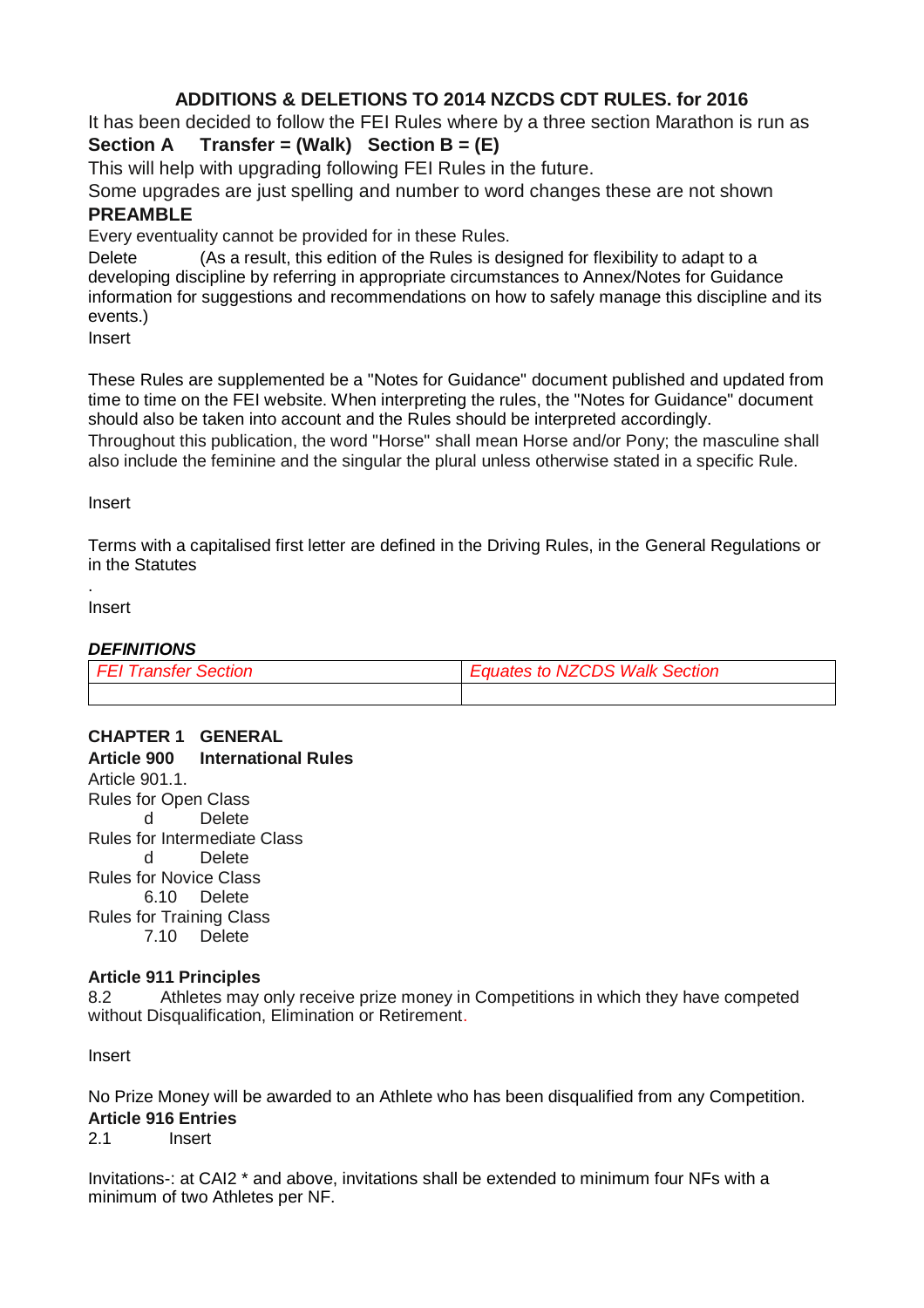## ADDITIONS & DELETIONS TO 2014 NZCDS CDT RULES. for 2016

It has been decided to follow the FEI Rules where by a three section Marathon is run as

**Section A Transfer = (Walk) Section B = (E)**

This will help with upgrading following FEI Rules in the future.

Some upgrades are just spelling and number to word changes these are not shown

### PREAMBLE

Every eventuality cannot be provided for in these Rules.

Delete (As a result, this edition of the Rules is designed for flexibility to adapt to a developing discipline by referring in appropriate circumstances to Annex/Notes for Guidance information for suggestions and recommendations on how to safely manage this discipline and its events.)

Insert

These Rules are supplemented be a "Notes for Guidance" document published and updated from time to time on the FEI website. When interpreting the rules, the "Notes for Guidance" document should also be taken into account and the Rules should be interpreted accordingly.

Throughout this publication, the word "Horse" shall mean Horse and/or Pony; the masculine shall also include the feminine and the singular the plural unless otherwise stated in a specific Rule.

Insert

Terms with a capitalised first letter are defined in the Driving Rules, in the General Regulations or in the Statutes

.

Insert

***DEFINITIONS***

| *FEI Transfer Section* | *Equates to NZCDS Walk Section* |
|---|---|
| | |

### CHAPTER 1 GENERAL

**Article 900 International Rules**

Article 901.1.

Rules for Open Class

d Delete

Rules for Intermediate Class

d Delete

Rules for Novice Class

6.10 Delete

Rules for Training Class

7.10 Delete

**Article 911 Principles**

8.2 Athletes may only receive prize money in Competitions in which they have competed without Disqualification, Elimination or Retirement.

Insert

No Prize Money will be awarded to an Athlete who has been disqualified from any Competition.

**Article 916 Entries**

2.1 Insert

Invitations-: at CAI2 * and above, invitations shall be extended to minimum four NFs with a minimum of two Athletes per NF.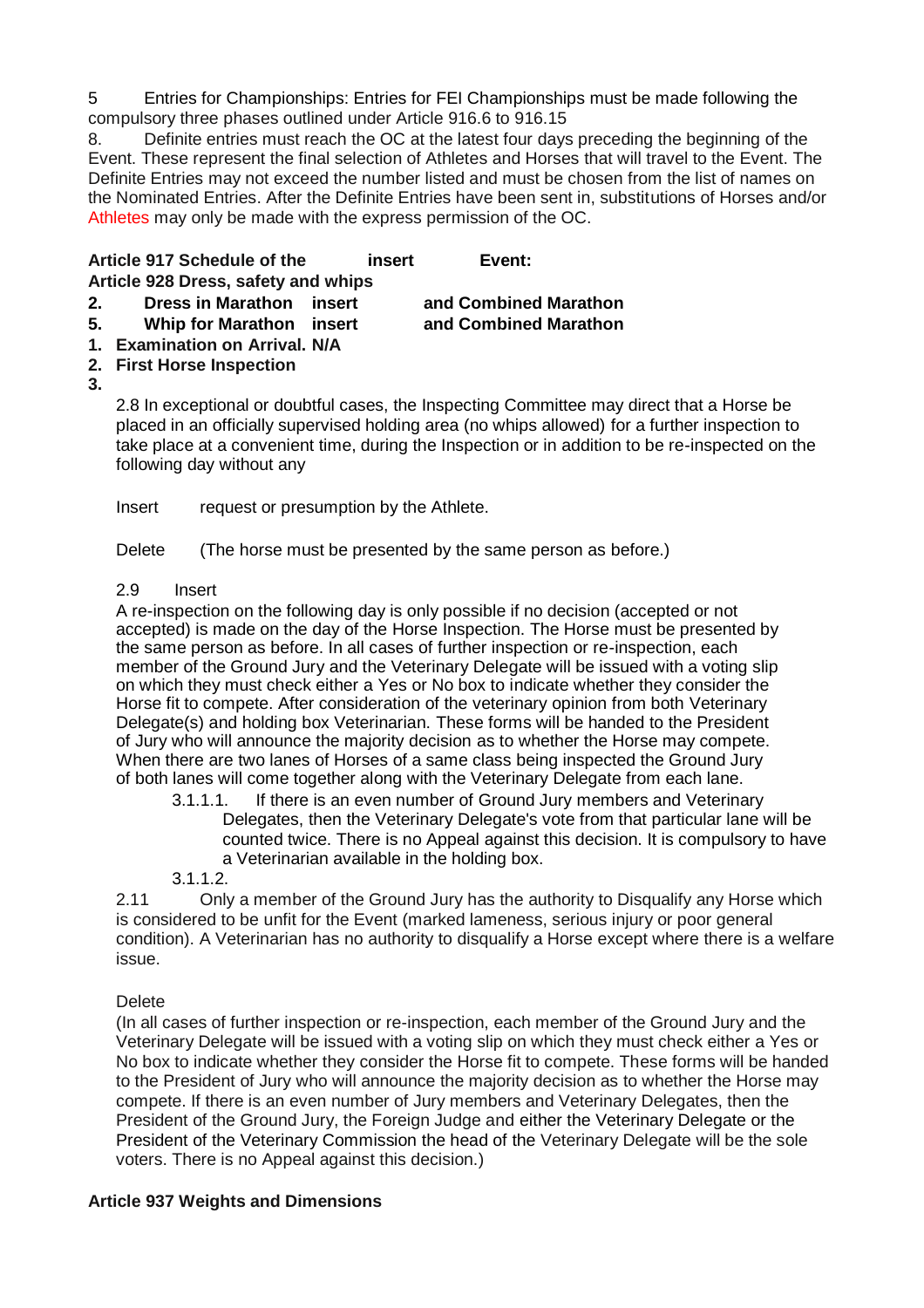5 Entries for Championships: Entries for FEI Championships must be made following the compulsory three phases outlined under Article 916.6 to 916.15

8. Definite entries must reach the OC at the latest four days preceding the beginning of the Event. These represent the final selection of Athletes and Horses that will travel to the Event. The Definite Entries may not exceed the number listed and must be chosen from the list of names on the Nominated Entries. After the Definite Entries have been sent in, substitutions of Horses and/or Athletes may only be made with the express permission of the OC.

**Article 917 Schedule of the insert Event:**

**Article 928 Dress, safety and whips**

**2. Dress in Marathon insert and Combined Marathon**

**5. Whip for Marathon insert and Combined Marathon**

1. **Examination on Arrival. N/A**
2. **First Horse Inspection**
3.

2.8 In exceptional or doubtful cases, the Inspecting Committee may direct that a Horse be placed in an officially supervised holding area (no whips allowed) for a further inspection to take place at a convenient time, during the Inspection or in addition to be re-inspected on the following day without any

Insert request or presumption by the Athlete.

Delete (The horse must be presented by the same person as before.)

2.9 Insert

A re-inspection on the following day is only possible if no decision (accepted or not accepted) is made on the day of the Horse Inspection. The Horse must be presented by the same person as before. In all cases of further inspection or re-inspection, each member of the Ground Jury and the Veterinary Delegate will be issued with a voting slip on which they must check either a Yes or No box to indicate whether they consider the Horse fit to compete. After consideration of the veterinary opinion from both Veterinary Delegate(s) and holding box Veterinarian. These forms will be handed to the President of Jury who will announce the majority decision as to whether the Horse may compete. When there are two lanes of Horses of a same class being inspected the Ground Jury of both lanes will come together along with the Veterinary Delegate from each lane.

3.1.1.1. If there is an even number of Ground Jury members and Veterinary Delegates, then the Veterinary Delegate's vote from that particular lane will be counted twice. There is no Appeal against this decision. It is compulsory to have a Veterinarian available in the holding box.

3.1.1.2.

2.11 Only a member of the Ground Jury has the authority to Disqualify any Horse which is considered to be unfit for the Event (marked lameness, serious injury or poor general condition). A Veterinarian has no authority to disqualify a Horse except where there is a welfare issue.

Delete

(In all cases of further inspection or re-inspection, each member of the Ground Jury and the Veterinary Delegate will be issued with a voting slip on which they must check either a Yes or No box to indicate whether they consider the Horse fit to compete. These forms will be handed to the President of Jury who will announce the majority decision as to whether the Horse may compete. If there is an even number of Jury members and Veterinary Delegates, then the President of the Ground Jury, the Foreign Judge and either the Veterinary Delegate or the President of the Veterinary Commission the head of the Veterinary Delegate will be the sole voters. There is no Appeal against this decision.)

**Article 937 Weights and Dimensions**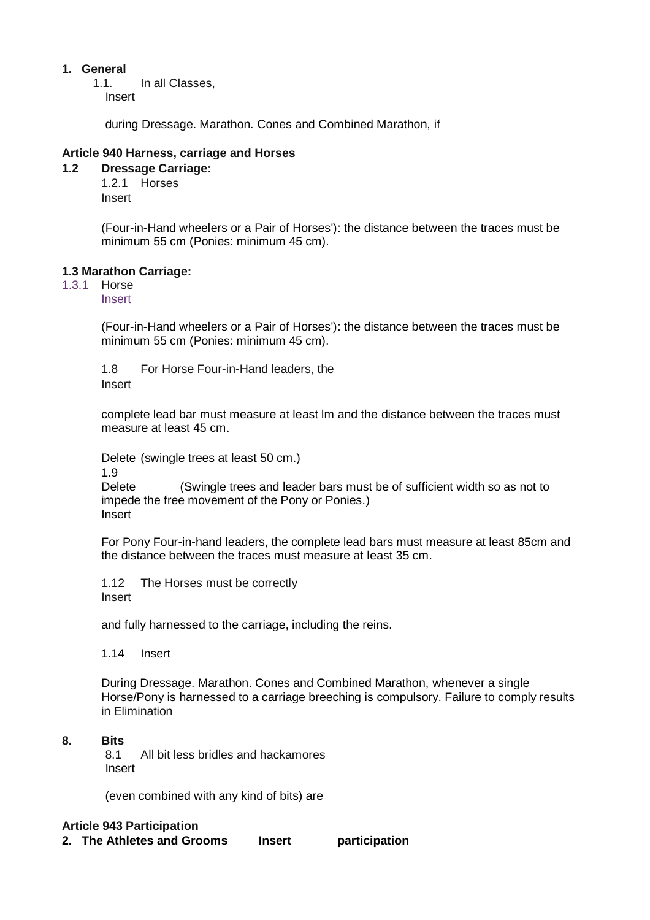1. **General**

   1.1. In all Classes,

   Insert

   during Dressage. Marathon. Cones and Combined Marathon, if

**Article 940 Harness, carriage and Horses**

**1.2 Dressage Carriage:**

1.2.1 Horses

Insert

(Four-in-Hand wheelers or a Pair of Horses'): the distance between the traces must be minimum 55 cm (Ponies: minimum 45 cm).

**1.3 Marathon Carriage:**

1.3.1 Horse

Insert

(Four-in-Hand wheelers or a Pair of Horses'): the distance between the traces must be minimum 55 cm (Ponies: minimum 45 cm).

1.8 For Horse Four-in-Hand leaders, the

Insert

complete lead bar must measure at least lm and the distance between the traces must measure at least 45 cm.

Delete (swingle trees at least 50 cm.)

1.9

Delete (Swingle trees and leader bars must be of sufficient width so as not to impede the free movement of the Pony or Ponies.)

Insert

For Pony Four-in-hand leaders, the complete lead bars must measure at least 85cm and the distance between the traces must measure at least 35 cm.

1.12 The Horses must be correctly

Insert

and fully harnessed to the carriage, including the reins.

1.14 Insert

During Dressage. Marathon. Cones and Combined Marathon, whenever a single Horse/Pony is harnessed to a carriage breeching is compulsory. Failure to comply results in Elimination

**8. Bits**

8.1 All bit less bridles and hackamores

Insert

(even combined with any kind of bits) are

**Article 943 Participation**

**2. The Athletes and Grooms Insert participation**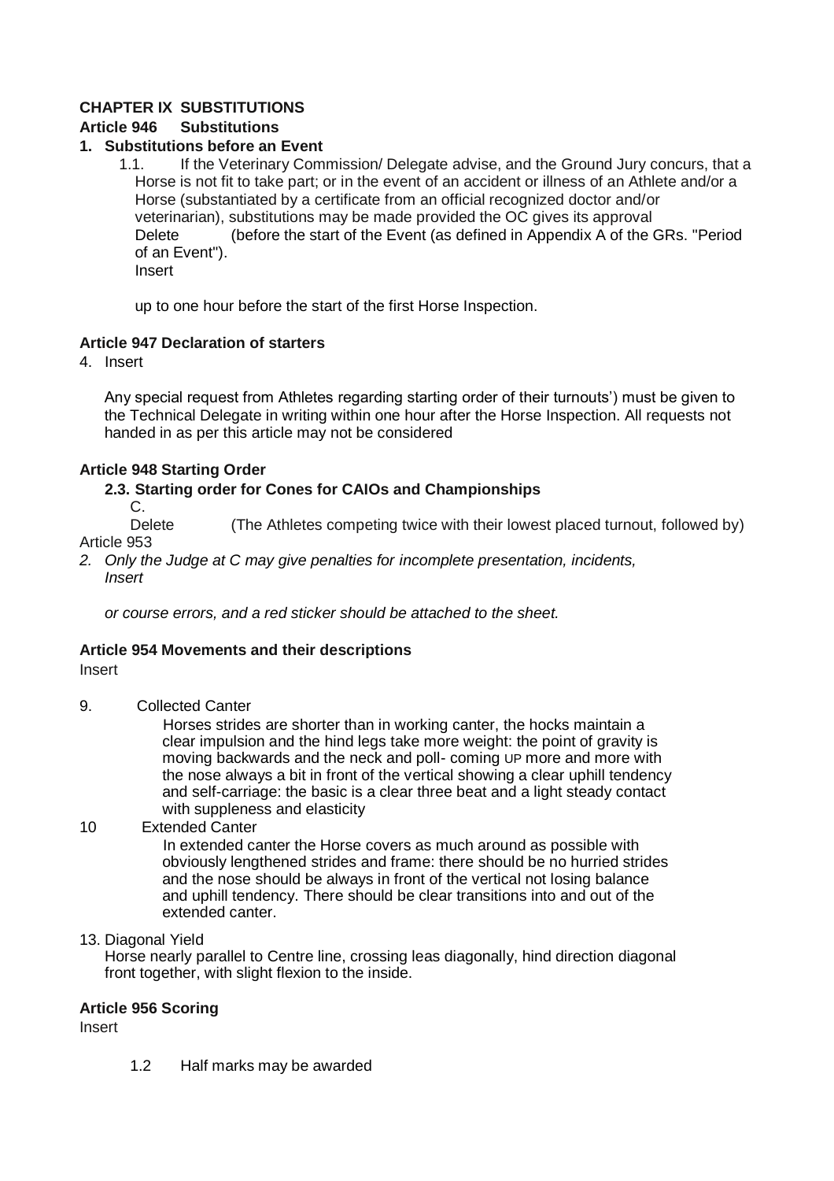**CHAPTER IX SUBSTITUTIONS**

**Article 946 Substitutions**

**1. Substitutions before an Event**

1.1. If the Veterinary Commission/ Delegate advise, and the Ground Jury concurs, that a Horse is not fit to take part; or in the event of an accident or illness of an Athlete and/or a Horse (substantiated by a certificate from an official recognized doctor and/or veterinarian), substitutions may be made provided the OC gives its approval

Delete (before the start of the Event (as defined in Appendix A of the GRs. "Period of an Event").

Insert

up to one hour before the start of the first Horse Inspection.

**Article 947 Declaration of starters**

4. Insert

Any special request from Athletes regarding starting order of their turnouts') must be given to the Technical Delegate in writing within one hour after the Horse Inspection. All requests not handed in as per this article may not be considered

**Article 948 Starting Order**

**2.3. Starting order for Cones for CAIOs and Championships**

C.

Delete (The Athletes competing twice with their lowest placed turnout, followed by)

Article 953

*2. Only the Judge at C may give penalties for incomplete presentation, incidents,*
*Insert*

*or course errors, and a red sticker should be attached to the sheet.*

**Article 954 Movements and their descriptions**

Insert

9. Collected Canter

Horses strides are shorter than in working canter, the hocks maintain a clear impulsion and the hind legs take more weight: the point of gravity is moving backwards and the neck and poll- coming UP more and more with the nose always a bit in front of the vertical showing a clear uphill tendency and self-carriage: the basic is a clear three beat and a light steady contact with suppleness and elasticity

10 Extended Canter

In extended canter the Horse covers as much around as possible with obviously lengthened strides and frame: there should be no hurried strides and the nose should be always in front of the vertical not losing balance and uphill tendency. There should be clear transitions into and out of the extended canter.

13. Diagonal Yield

Horse nearly parallel to Centre line, crossing leas diagonally, hind direction diagonal front together, with slight flexion to the inside.

**Article 956 Scoring**

Insert

1.2 Half marks may be awarded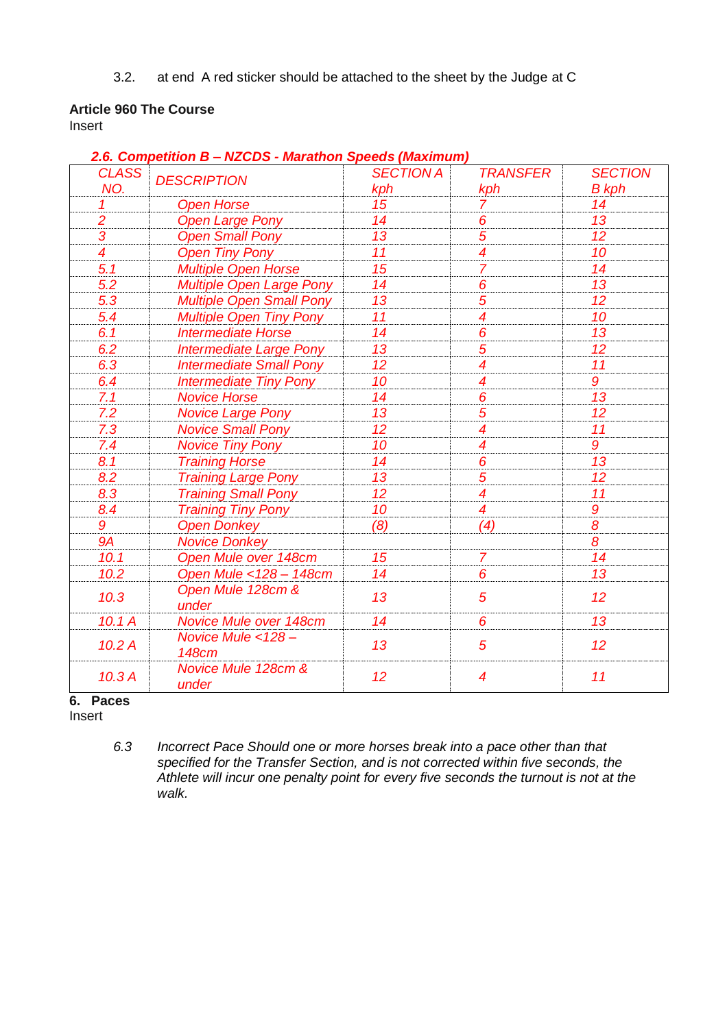3.2. at end A red sticker should be attached to the sheet by the Judge at C

**Article 960 The Course**

Insert

***2.6. Competition B – NZCDS - Marathon Speeds (Maximum)***

| *CLASS NO.* | *DESCRIPTION* | *SECTION A kph* | *TRANSFER kph* | *SECTION B kph* |
|---|---|---|---|---|
| *1* | *Open Horse* | *15* | *7* | *14* |
| *2* | *Open Large Pony* | *14* | *6* | *13* |
| *3* | *Open Small Pony* | *13* | *5* | *12* |
| *4* | *Open Tiny Pony* | *11* | *4* | *10* |
| *5.1* | *Multiple Open Horse* | *15* | *7* | *14* |
| *5.2* | *Multiple Open Large Pony* | *14* | *6* | *13* |
| *5.3* | *Multiple Open Small Pony* | *13* | *5* | *12* |
| *5.4* | *Multiple Open Tiny Pony* | *11* | *4* | *10* |
| *6.1* | *Intermediate Horse* | *14* | *6* | *13* |
| *6.2* | *Intermediate Large Pony* | *13* | *5* | *12* |
| *6.3* | *Intermediate Small Pony* | *12* | *4* | *11* |
| *6.4* | *Intermediate Tiny Pony* | *10* | *4* | *9* |
| *7.1* | *Novice Horse* | *14* | *6* | *13* |
| *7.2* | *Novice Large Pony* | *13* | *5* | *12* |
| *7.3* | *Novice Small Pony* | *12* | *4* | *11* |
| *7.4* | *Novice Tiny Pony* | *10* | *4* | *9* |
| *8.1* | *Training Horse* | *14* | *6* | *13* |
| *8.2* | *Training Large Pony* | *13* | *5* | *12* |
| *8.3* | *Training Small Pony* | *12* | *4* | *11* |
| *8.4* | *Training Tiny Pony* | *10* | *4* | *9* |
| *9* | *Open Donkey* | *(8)* | *(4)* | *8* |
| *9A* | *Novice Donkey* | | | *8* |
| *10.1* | *Open Mule over 148cm* | *15* | *7* | *14* |
| *10.2* | *Open Mule <128 – 148cm* | *14* | *6* | *13* |
| *10.3* | *Open Mule 128cm & under* | *13* | *5* | *12* |
| *10.1 A* | *Novice Mule over 148cm* | *14* | *6* | *13* |
| *10.2 A* | *Novice Mule <128 – 148cm* | *13* | *5* | *12* |
| *10.3 A* | *Novice Mule 128cm & under* | *12* | *4* | *11* |

**6. Paces**

Insert

*6.3 Incorrect Pace Should one or more horses break into a pace other than that specified for the Transfer Section, and is not corrected within five seconds, the Athlete will incur one penalty point for every five seconds the turnout is not at the walk.*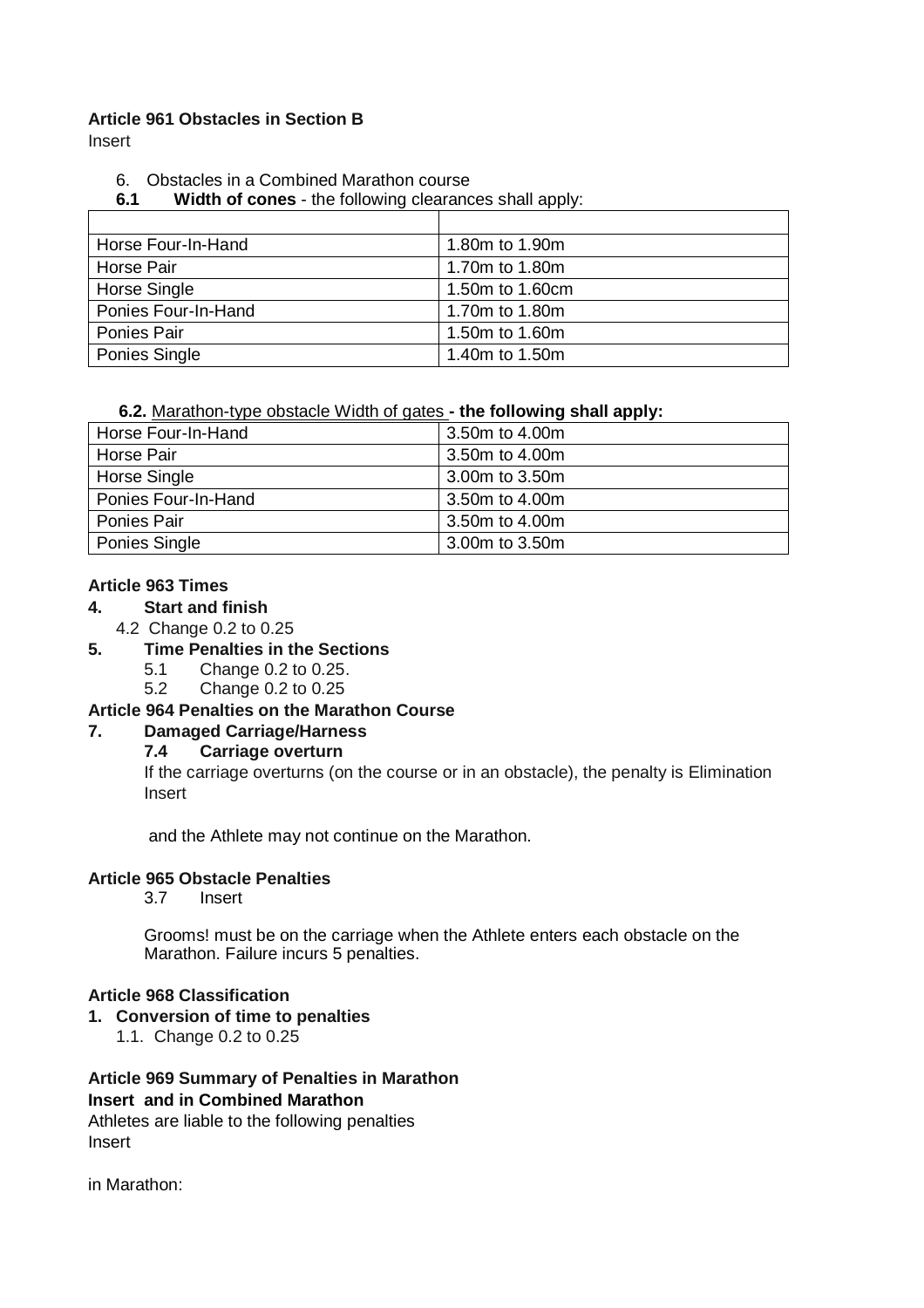**Article 961 Obstacles in Section B**

Insert

6. Obstacles in a Combined Marathon course

**6.1 Width of cones** - the following clearances shall apply:

| | |
|---|---|
| Horse Four-In-Hand | 1.80m to 1.90m |
| Horse Pair | 1.70m to 1.80m |
| Horse Single | 1.50m to 1.60cm |
| Ponies Four-In-Hand | 1.70m to 1.80m |
| Ponies Pair | 1.50m to 1.60m |
| Ponies Single | 1.40m to 1.50m |

**6.2.** Marathon-type obstacle Width of gates **- the following shall apply:**

| | |
|---|---|
| Horse Four-In-Hand | 3.50m to 4.00m |
| Horse Pair | 3.50m to 4.00m |
| Horse Single | 3.00m to 3.50m |
| Ponies Four-In-Hand | 3.50m to 4.00m |
| Ponies Pair | 3.50m to 4.00m |
| Ponies Single | 3.00m to 3.50m |

**Article 963 Times**

**4. Start and finish**

4.2 Change 0.2 to 0.25

**5. Time Penalties in the Sections**

5.1 Change 0.2 to 0.25.

5.2 Change 0.2 to 0.25

**Article 964 Penalties on the Marathon Course**

**7. Damaged Carriage/Harness**

**7.4 Carriage overturn**

If the carriage overturns (on the course or in an obstacle), the penalty is Elimination

Insert

and the Athlete may not continue on the Marathon.

**Article 965 Obstacle Penalties**

3.7 Insert

Grooms! must be on the carriage when the Athlete enters each obstacle on the Marathon. Failure incurs 5 penalties.

**Article 968 Classification**

**1. Conversion of time to penalties**

1.1. Change 0.2 to 0.25

**Article 969 Summary of Penalties in Marathon**

**Insert and in Combined Marathon**

Athletes are liable to the following penalties

Insert

in Marathon: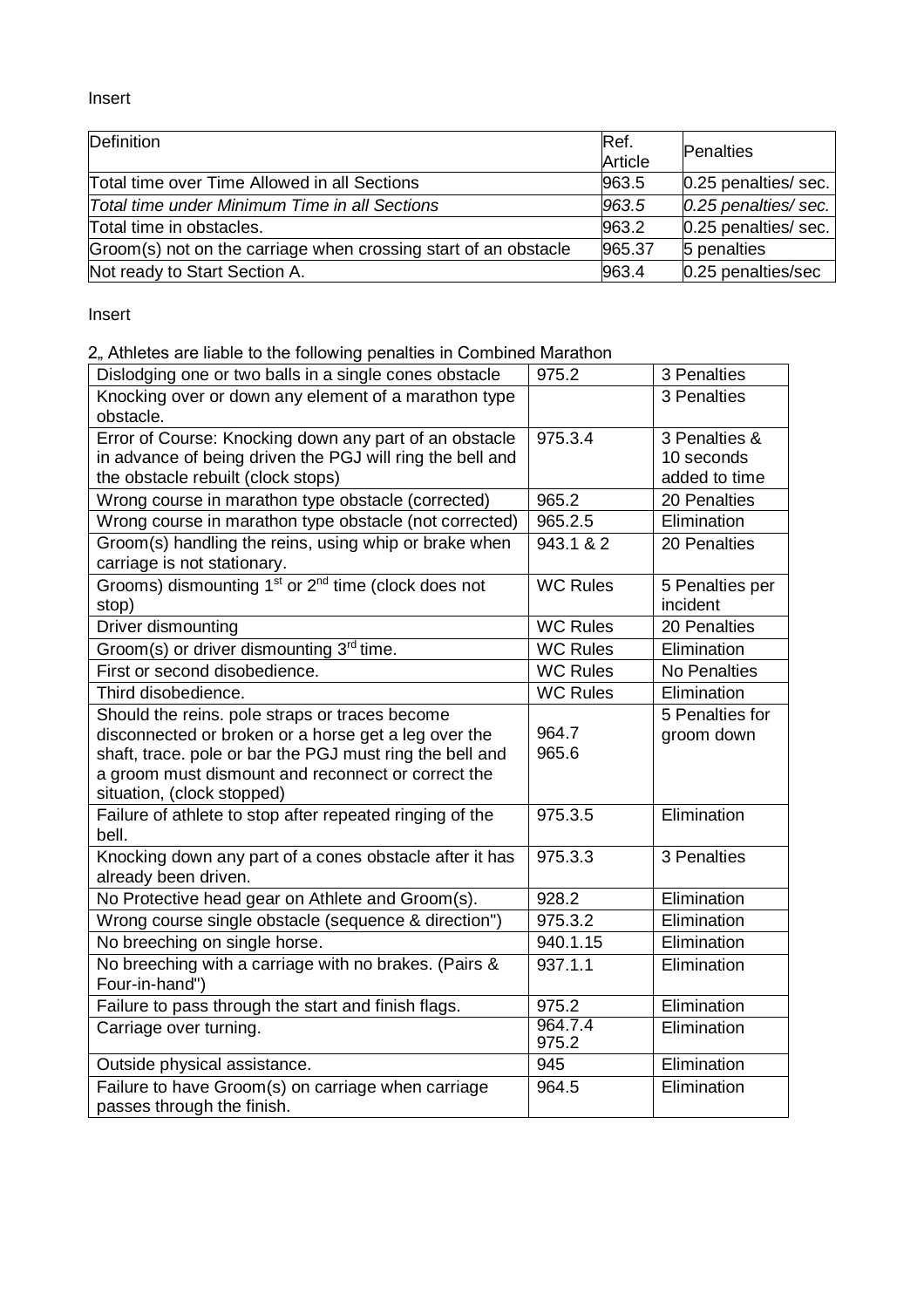Insert

| Definition | Ref. Article | Penalties |
|---|---|---|
| Total time over Time Allowed in all Sections | 963.5 | 0.25 penalties/ sec. |
| *Total time under Minimum Time in all Sections* | *963.5* | *0.25 penalties/ sec.* |
| Total time in obstacles. | 963.2 | 0.25 penalties/ sec. |
| Groom(s) not on the carriage when crossing start of an obstacle | 965.37 | 5 penalties |
| Not ready to Start Section A. | 963.4 | 0.25 penalties/sec |

Insert

2„ Athletes are liable to the following penalties in Combined Marathon

| | | |
|---|---|---|
| Dislodging one or two balls in a single cones obstacle | 975.2 | 3 Penalties |
| Knocking over or down any element of a marathon type obstacle. | | 3 Penalties |
| Error of Course: Knocking down any part of an obstacle in advance of being driven the PGJ will ring the bell and the obstacle rebuilt (clock stops) | 975.3.4 | 3 Penalties & 10 seconds added to time |
| Wrong course in marathon type obstacle (corrected) | 965.2 | 20 Penalties |
| Wrong course in marathon type obstacle (not corrected) | 965.2.5 | Elimination |
| Groom(s) handling the reins, using whip or brake when carriage is not stationary. | 943.1 & 2 | 20 Penalties |
| Grooms) dismounting 1st or 2nd time (clock does not stop) | WC Rules | 5 Penalties per incident |
| Driver dismounting | WC Rules | 20 Penalties |
| Groom(s) or driver dismounting 3rd time. | WC Rules | Elimination |
| First or second disobedience. | WC Rules | No Penalties |
| Third disobedience. | WC Rules | Elimination |
| Should the reins. pole straps or traces become disconnected or broken or a horse get a leg over the shaft, trace. pole or bar the PGJ must ring the bell and a groom must dismount and reconnect or correct the situation, (clock stopped) | 964.7 965.6 | 5 Penalties for groom down |
| Failure of athlete to stop after repeated ringing of the bell. | 975.3.5 | Elimination |
| Knocking down any part of a cones obstacle after it has already been driven. | 975.3.3 | 3 Penalties |
| No Protective head gear on Athlete and Groom(s). | 928.2 | Elimination |
| Wrong course single obstacle (sequence & direction") | 975.3.2 | Elimination |
| No breeching on single horse. | 940.1.15 | Elimination |
| No breeching with a carriage with no brakes. (Pairs & Four-in-hand") | 937.1.1 | Elimination |
| Failure to pass through the start and finish flags. | 975.2 | Elimination |
| Carriage over turning. | 964.7.4 975.2 | Elimination |
| Outside physical assistance. | 945 | Elimination |
| Failure to have Groom(s) on carriage when carriage passes through the finish. | 964.5 | Elimination |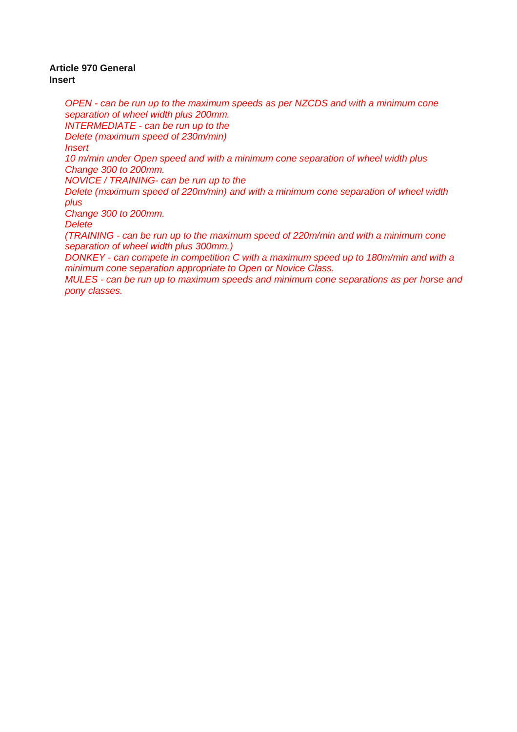**Article 970 General**
**Insert**

*OPEN - can be run up to the maximum speeds as per NZCDS and with a minimum cone separation of wheel width plus 200mm.*
*INTERMEDIATE - can be run up to the*
*Delete (maximum speed of 230m/min)*
*Insert*
*10 m/min under Open speed and with a minimum cone separation of wheel width plus*
*Change 300 to 200mm.*
*NOVICE / TRAINING- can be run up to the*
*Delete (maximum speed of 220m/min) and with a minimum cone separation of wheel width plus*
*Change 300 to 200mm.*
*Delete*
*(TRAINING - can be run up to the maximum speed of 220m/min and with a minimum cone separation of wheel width plus 300mm.)*
*DONKEY - can compete in competition C with a maximum speed up to 180m/min and with a minimum cone separation appropriate to Open or Novice Class.*
*MULES - can be run up to maximum speeds and minimum cone separations as per horse and pony classes.*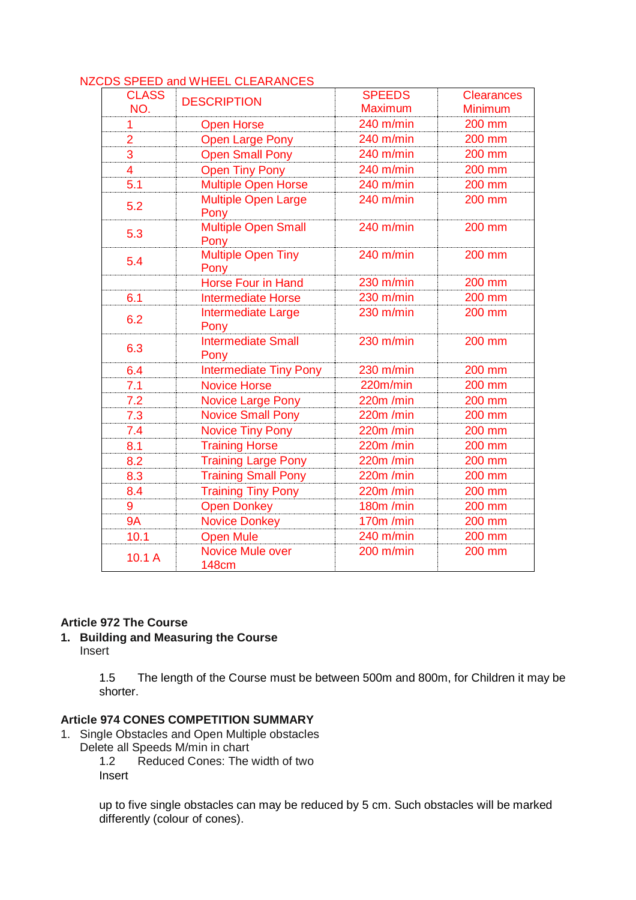NZCDS SPEED and WHEEL CLEARANCES

| CLASS NO. | DESCRIPTION | SPEEDS Maximum | Clearances Minimum |
|---|---|---|---|
| 1 | Open Horse | 240 m/min | 200 mm |
| 2 | Open Large Pony | 240 m/min | 200 mm |
| 3 | Open Small Pony | 240 m/min | 200 mm |
| 4 | Open Tiny Pony | 240 m/min | 200 mm |
| 5.1 | Multiple Open Horse | 240 m/min | 200 mm |
| 5.2 | Multiple Open Large Pony | 240 m/min | 200 mm |
| 5.3 | Multiple Open Small Pony | 240 m/min | 200 mm |
| 5.4 | Multiple Open Tiny Pony | 240 m/min | 200 mm |
| | Horse Four in Hand | 230 m/min | 200 mm |
| 6.1 | Intermediate Horse | 230 m/min | 200 mm |
| 6.2 | Intermediate Large Pony | 230 m/min | 200 mm |
| 6.3 | Intermediate Small Pony | 230 m/min | 200 mm |
| 6.4 | Intermediate Tiny Pony | 230 m/min | 200 mm |
| 7.1 | Novice Horse | 220m/min | 200 mm |
| 7.2 | Novice Large Pony | 220m /min | 200 mm |
| 7.3 | Novice Small Pony | 220m /min | 200 mm |
| 7.4 | Novice Tiny Pony | 220m /min | 200 mm |
| 8.1 | Training Horse | 220m /min | 200 mm |
| 8.2 | Training Large Pony | 220m /min | 200 mm |
| 8.3 | Training Small Pony | 220m /min | 200 mm |
| 8.4 | Training Tiny Pony | 220m /min | 200 mm |
| 9 | Open Donkey | 180m /min | 200 mm |
| 9A | Novice Donkey | 170m /min | 200 mm |
| 10.1 | Open Mule | 240 m/min | 200 mm |
| 10.1 A | Novice Mule over 148cm | 200 m/min | 200 mm |

**Article 972 The Course**

1. **Building and Measuring the Course**
   Insert

   1.5 The length of the Course must be between 500m and 800m, for Children it may be shorter.

**Article 974 CONES COMPETITION SUMMARY**

1. Single Obstacles and Open Multiple obstacles
   Delete all Speeds M/min in chart

   1.2 Reduced Cones: The width of two
   Insert

   up to five single obstacles can may be reduced by 5 cm. Such obstacles will be marked differently (colour of cones).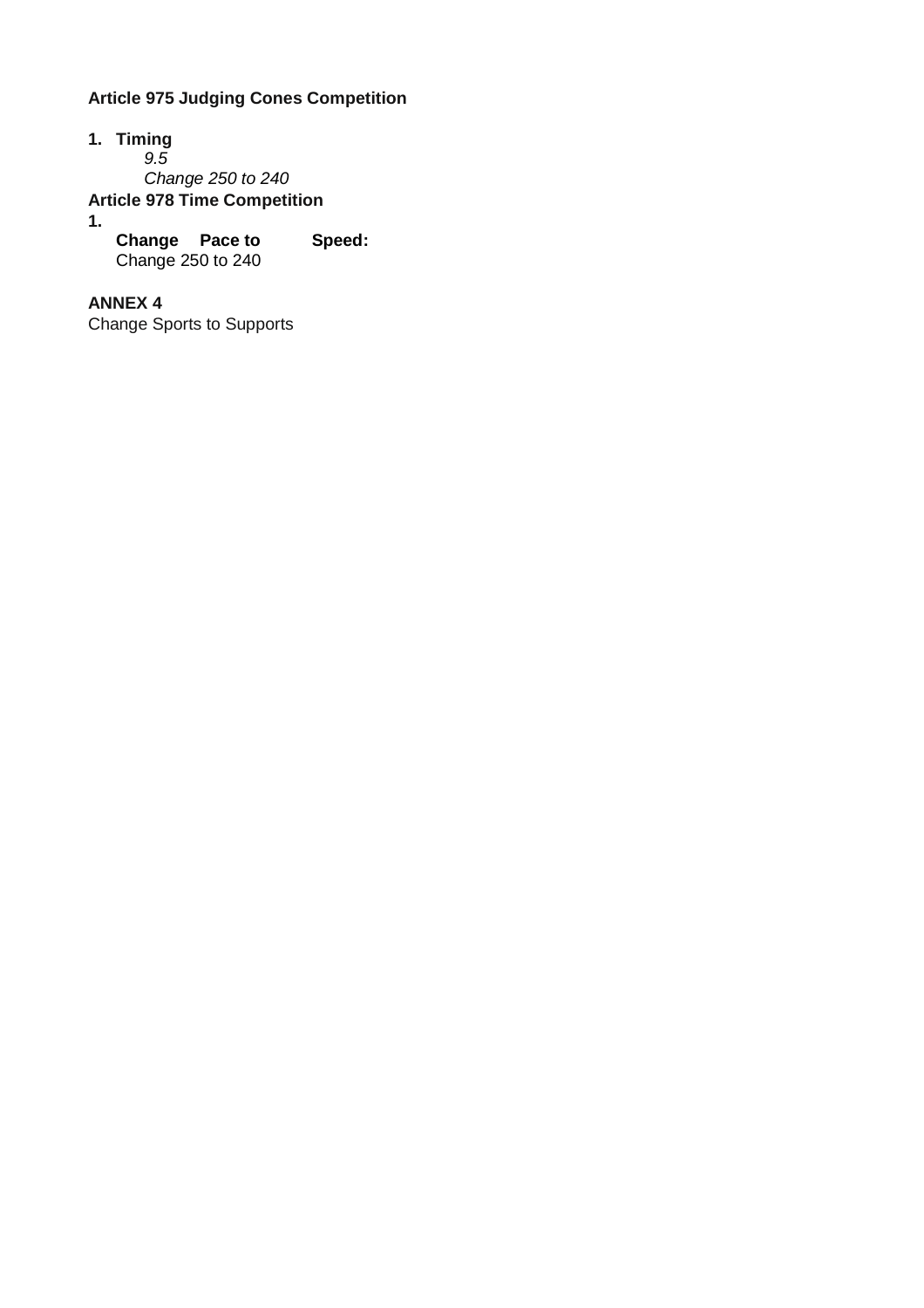**Article 975 Judging Cones Competition**

1. **Timing**

   *9.5*

   *Change 250 to 240*

**Article 978 Time Competition**

1.

   **Change Pace to Speed:**

   Change 250 to 240

**ANNEX 4**

Change Sports to Supports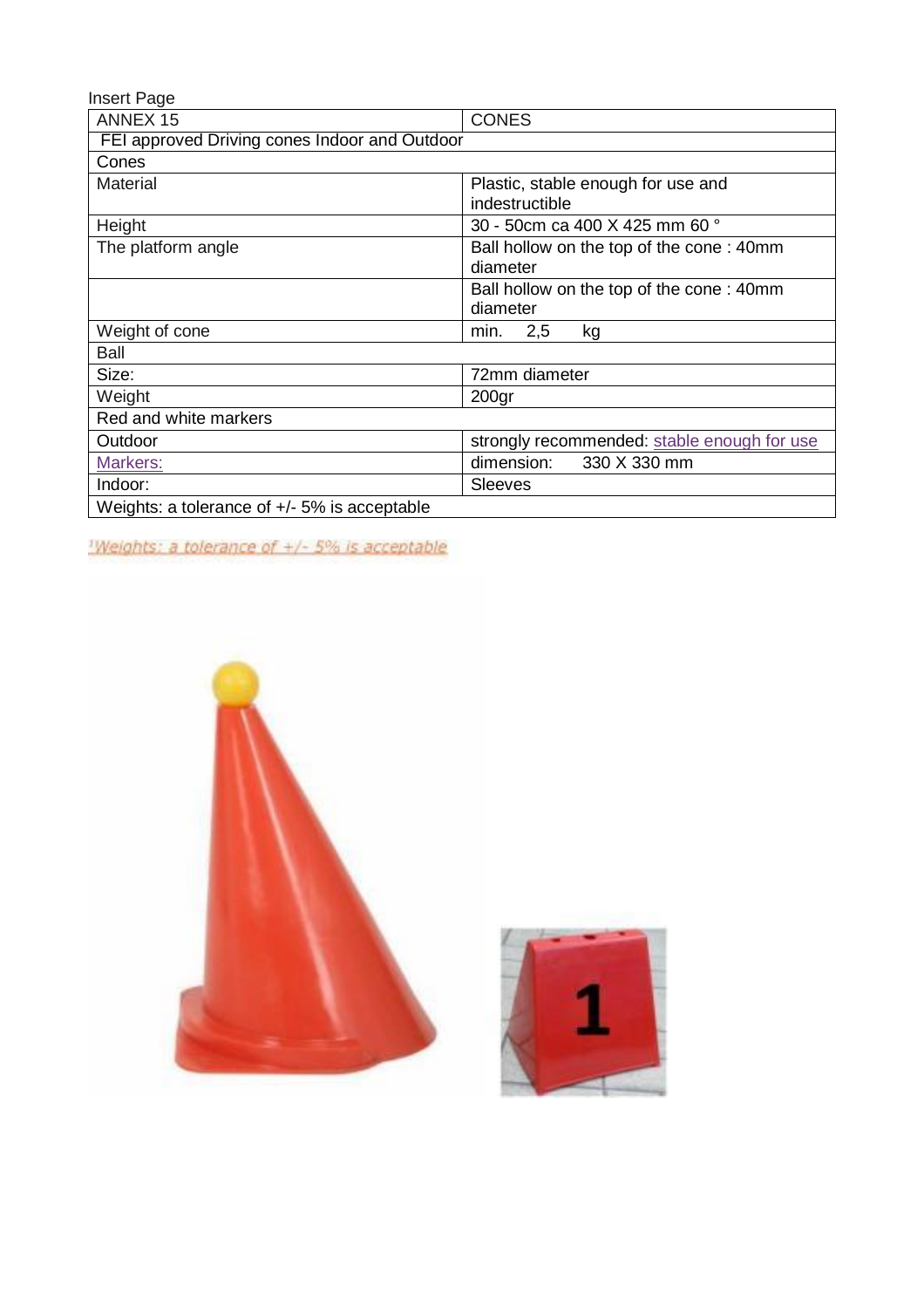Insert Page

| ANNEX 15 | CONES |
|---|---|
| FEI approved Driving cones Indoor and Outdoor | |
| Cones | |
| Material | Plastic, stable enough for use and indestructible |
| Height | 30 - 50cm ca 400 X 425 mm 60 ° |
| The platform angle | Ball hollow on the top of the cone : 40mm diameter |
| | Ball hollow on the top of the cone : 40mm diameter |
| Weight of cone | min. 2,5 kg |
| Ball | |
| Size: | 72mm diameter |
| Weight | 200gr |
| Red and white markers | |
| Outdoor | strongly recommended: stable enough for use |
| Markers: | dimension: 330 X 330 mm |
| Indoor: | Sleeves |
| Weights: a tolerance of +/- 5% is acceptable | |

Weights: a tolerance of +/- 5% is acceptable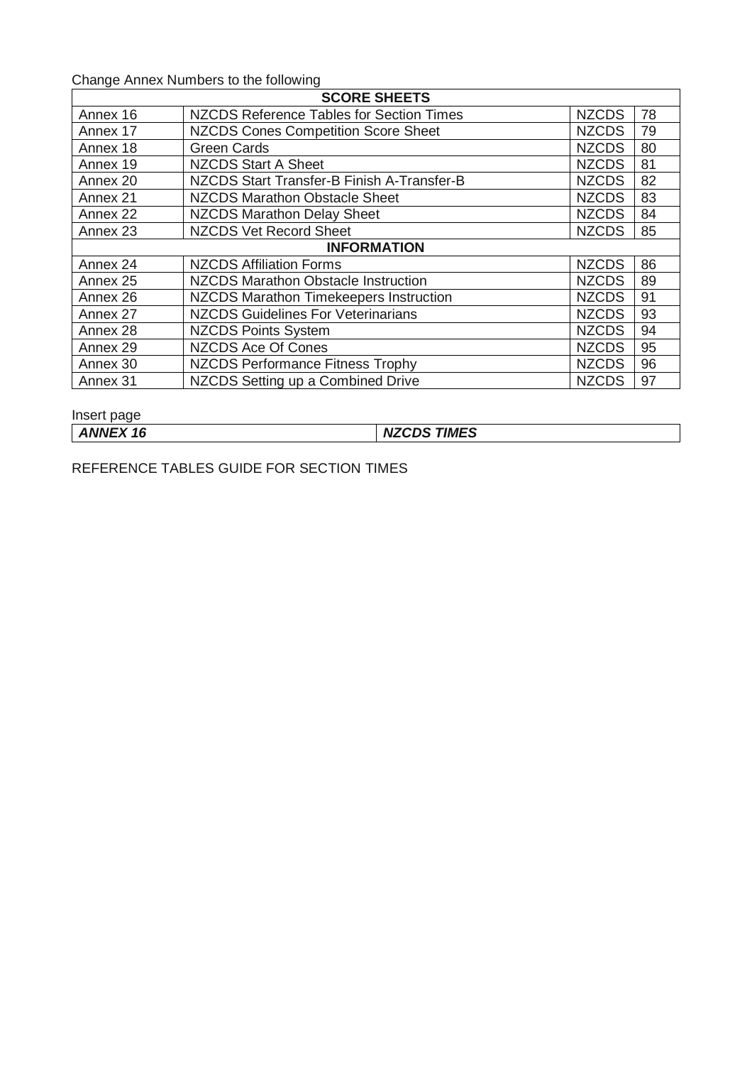Change Annex Numbers to the following

| SCORE SHEETS | | | |
|---|---|---|---|
| Annex 16 | NZCDS Reference Tables for Section Times | NZCDS | 78 |
| Annex 17 | NZCDS Cones Competition Score Sheet | NZCDS | 79 |
| Annex 18 | Green Cards | NZCDS | 80 |
| Annex 19 | NZCDS Start A Sheet | NZCDS | 81 |
| Annex 20 | NZCDS Start Transfer-B Finish A-Transfer-B | NZCDS | 82 |
| Annex 21 | NZCDS Marathon Obstacle Sheet | NZCDS | 83 |
| Annex 22 | NZCDS Marathon Delay Sheet | NZCDS | 84 |
| Annex 23 | NZCDS Vet Record Sheet | NZCDS | 85 |
| **INFORMATION** | | | |
| Annex 24 | NZCDS Affiliation Forms | NZCDS | 86 |
| Annex 25 | NZCDS Marathon Obstacle Instruction | NZCDS | 89 |
| Annex 26 | NZCDS Marathon Timekeepers Instruction | NZCDS | 91 |
| Annex 27 | NZCDS Guidelines For Veterinarians | NZCDS | 93 |
| Annex 28 | NZCDS Points System | NZCDS | 94 |
| Annex 29 | NZCDS Ace Of Cones | NZCDS | 95 |
| Annex 30 | NZCDS Performance Fitness Trophy | NZCDS | 96 |
| Annex 31 | NZCDS Setting up a Combined Drive | NZCDS | 97 |

Insert page

| ***ANNEX 16*** | ***NZCDS TIMES*** |
|---|---|

REFERENCE TABLES GUIDE FOR SECTION TIMES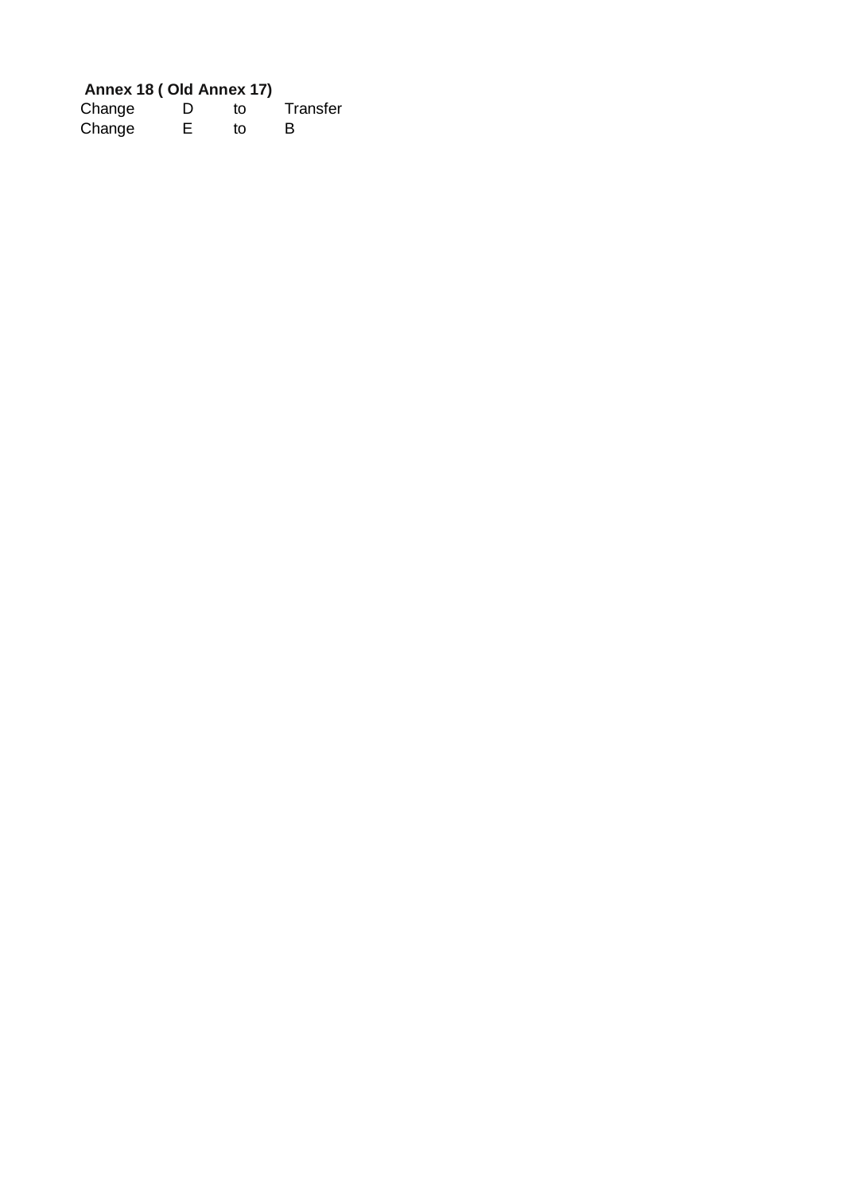**Annex 18 ( Old Annex 17)**

| Change | D | to | Transfer |
| --- | --- | --- | --- |
| Change | E | to | B |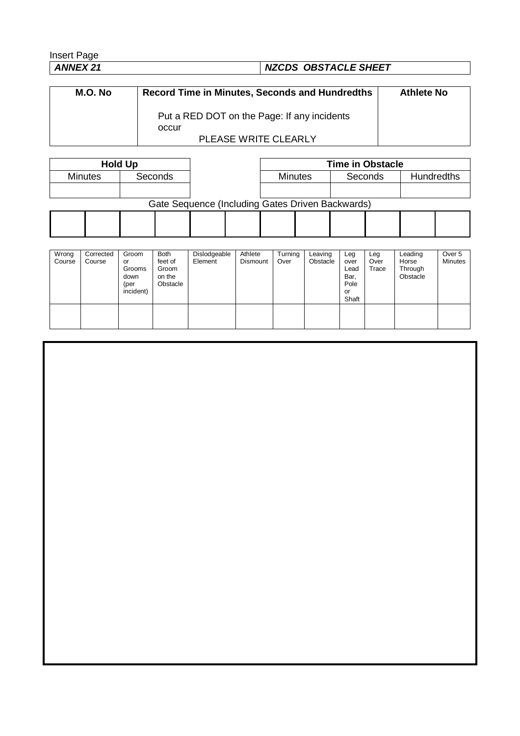Insert Page

| ***ANNEX 21*** | ***NZCDS OBSTACLE SHEET*** |
|---|---|

| **M.O. No** | **Record Time in Minutes, Seconds and Hundredths**<br><br>Put a RED DOT on the Page: If any incidents occur<br><br>PLEASE WRITE CLEARLY | **Athlete No** |
|---|---|---|
| | | |

| **Hold Up** | |
|---|---|
| Minutes | Seconds |
| | |

| **Time in Obstacle** | | |
|---|---|---|
| Minutes | Seconds | Hundredths |
| | | |

Gate Sequence (Including Gates Driven Backwards)

| | | | | | | | | | | | |
|---|---|---|---|---|---|---|---|---|---|---|---|
| | | | | | | | | | | | |

| Wrong Course | Corrected Course | Groom or Grooms down (per incident) | Both feet of Groom on the Obstacle | Dislodgeable Element | Athlete Dismount | Turning Over | Leaving Obstacle | Leg over Lead Bar, Pole or Shaft | Leg Over Trace | Leading Horse Through Obstacle | Over 5 Minutes |
|---|---|---|---|---|---|---|---|---|---|---|---|
| | | | | | | | | | | | |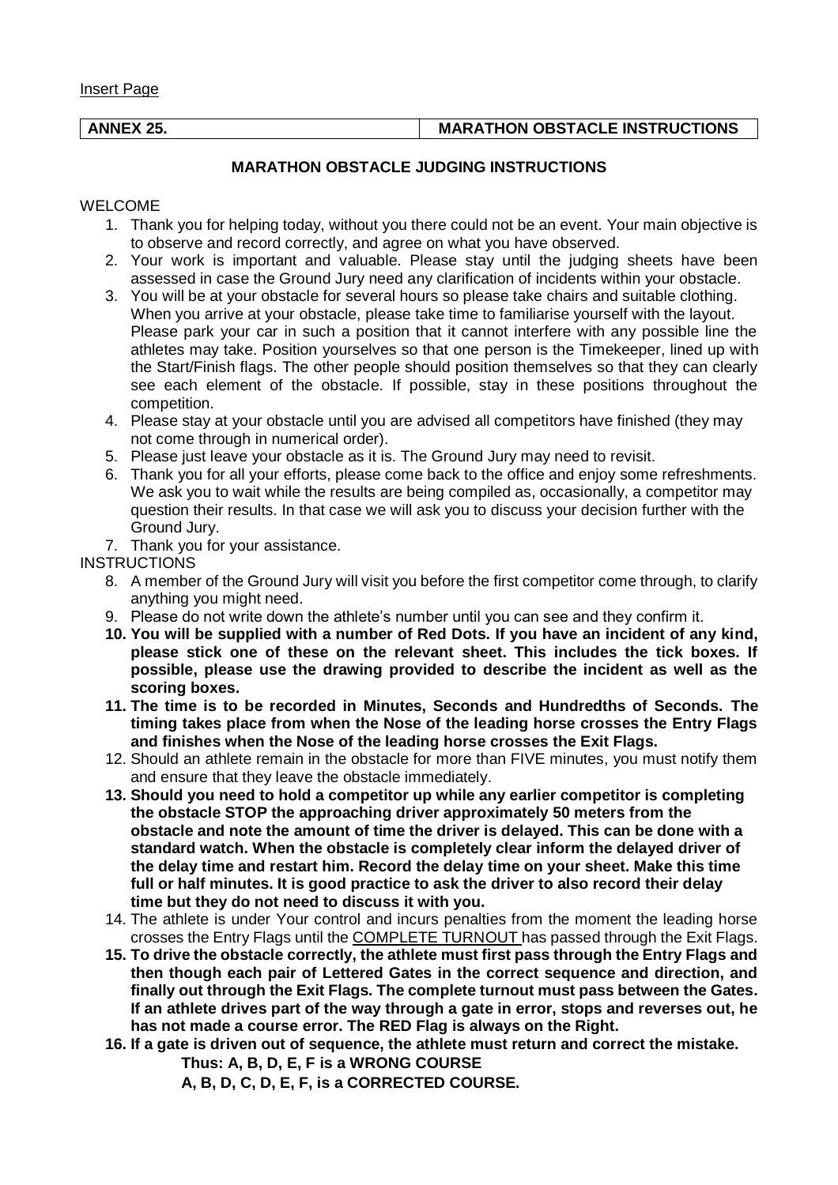Insert Page

| ANNEX 25. | MARATHON OBSTACLE INSTRUCTIONS |
| --- | --- |

## MARATHON OBSTACLE JUDGING INSTRUCTIONS

WELCOME

1. Thank you for helping today, without you there could not be an event. Your main objective is to observe and record correctly, and agree on what you have observed.
2. Your work is important and valuable. Please stay until the judging sheets have been assessed in case the Ground Jury need any clarification of incidents within your obstacle.
3. You will be at your obstacle for several hours so please take chairs and suitable clothing. When you arrive at your obstacle, please take time to familiarise yourself with the layout. Please park your car in such a position that it cannot interfere with any possible line the athletes may take. Position yourselves so that one person is the Timekeeper, lined up with the Start/Finish flags. The other people should position themselves so that they can clearly see each element of the obstacle. If possible, stay in these positions throughout the competition.
4. Please stay at your obstacle until you are advised all competitors have finished (they may not come through in numerical order).
5. Please just leave your obstacle as it is. The Ground Jury may need to revisit.
6. Thank you for all your efforts, please come back to the office and enjoy some refreshments. We ask you to wait while the results are being compiled as, occasionally, a competitor may question their results. In that case we will ask you to discuss your decision further with the Ground Jury.
7. Thank you for your assistance.

INSTRUCTIONS

8. A member of the Ground Jury will visit you before the first competitor come through, to clarify anything you might need.
9. Please do not write down the athlete's number until you can see and they confirm it.
10. **You will be supplied with a number of Red Dots. If you have an incident of any kind, please stick one of these on the relevant sheet. This includes the tick boxes. If possible, please use the drawing provided to describe the incident as well as the scoring boxes.**
11. **The time is to be recorded in Minutes, Seconds and Hundredths of Seconds. The timing takes place from when the Nose of the leading horse crosses the Entry Flags and finishes when the Nose of the leading horse crosses the Exit Flags.**
12. Should an athlete remain in the obstacle for more than FIVE minutes, you must notify them and ensure that they leave the obstacle immediately.
13. **Should you need to hold a competitor up while any earlier competitor is completing the obstacle STOP the approaching driver approximately 50 meters from the obstacle and note the amount of time the driver is delayed. This can be done with a standard watch. When the obstacle is completely clear inform the delayed driver of the delay time and restart him. Record the delay time on your sheet. Make this time full or half minutes. It is good practice to ask the driver to also record their delay time but they do not need to discuss it with you.**
14. The athlete is under Your control and incurs penalties from the moment the leading horse crosses the Entry Flags until the <u>COMPLETE TURNOUT</u> has passed through the Exit Flags.
15. **To drive the obstacle correctly, the athlete must first pass through the Entry Flags and then though each pair of Lettered Gates in the correct sequence and direction, and finally out through the Exit Flags. The complete turnout must pass between the Gates. If an athlete drives part of the way through a gate in error, stops and reverses out, he has not made a course error. The RED Flag is always on the Right.**
16. **If a gate is driven out of sequence, the athlete must return and correct the mistake.**

    **Thus: A, B, D, E, F is a WRONG COURSE**

    **A, B, D, C, D, E, F, is a CORRECTED COURSE.**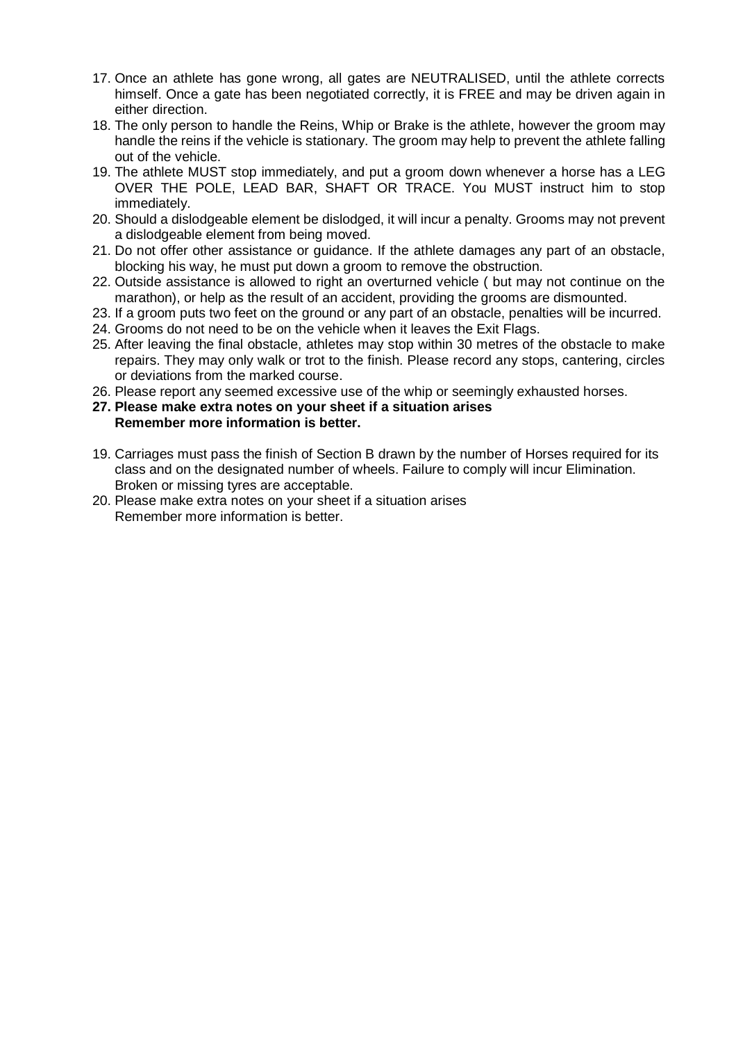17. Once an athlete has gone wrong, all gates are NEUTRALISED, until the athlete corrects himself. Once a gate has been negotiated correctly, it is FREE and may be driven again in either direction.
18. The only person to handle the Reins, Whip or Brake is the athlete, however the groom may handle the reins if the vehicle is stationary. The groom may help to prevent the athlete falling out of the vehicle.
19. The athlete MUST stop immediately, and put a groom down whenever a horse has a LEG OVER THE POLE, LEAD BAR, SHAFT OR TRACE. You MUST instruct him to stop immediately.
20. Should a dislodgeable element be dislodged, it will incur a penalty. Grooms may not prevent a dislodgeable element from being moved.
21. Do not offer other assistance or guidance. If the athlete damages any part of an obstacle, blocking his way, he must put down a groom to remove the obstruction.
22. Outside assistance is allowed to right an overturned vehicle ( but may not continue on the marathon), or help as the result of an accident, providing the grooms are dismounted.
23. If a groom puts two feet on the ground or any part of an obstacle, penalties will be incurred.
24. Grooms do not need to be on the vehicle when it leaves the Exit Flags.
25. After leaving the final obstacle, athletes may stop within 30 metres of the obstacle to make repairs. They may only walk or trot to the finish. Please record any stops, cantering, circles or deviations from the marked course.
26. Please report any seemed excessive use of the whip or seemingly exhausted horses.
27. **Please make extra notes on your sheet if a situation arises**
    **Remember more information is better.**

19. Carriages must pass the finish of Section B drawn by the number of Horses required for its class and on the designated number of wheels. Failure to comply will incur Elimination. Broken or missing tyres are acceptable.
20. Please make extra notes on your sheet if a situation arises
    Remember more information is better.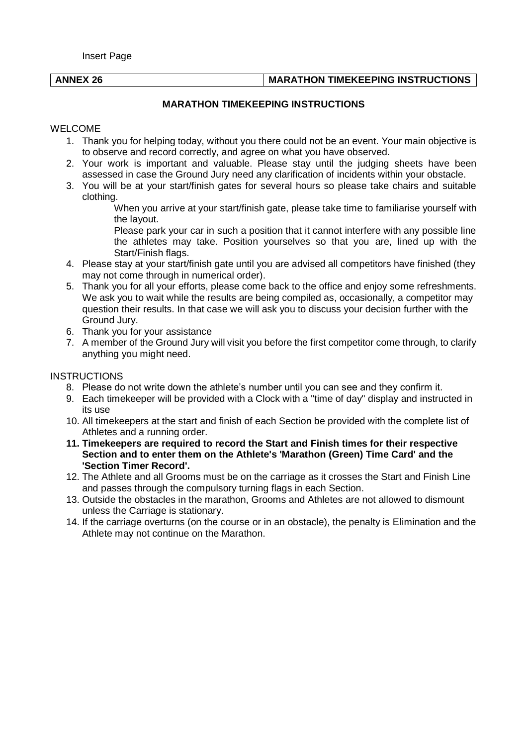Insert Page

| ANNEX 26 | MARATHON TIMEKEEPING INSTRUCTIONS |
|---|---|

## MARATHON TIMEKEEPING INSTRUCTIONS

WELCOME

1. Thank you for helping today, without you there could not be an event. Your main objective is to observe and record correctly, and agree on what you have observed.
2. Your work is important and valuable. Please stay until the judging sheets have been assessed in case the Ground Jury need any clarification of incidents within your obstacle.
3. You will be at your start/finish gates for several hours so please take chairs and suitable clothing.

   When you arrive at your start/finish gate, please take time to familiarise yourself with the layout.

   Please park your car in such a position that it cannot interfere with any possible line the athletes may take. Position yourselves so that you are, lined up with the Start/Finish flags.
4. Please stay at your start/finish gate until you are advised all competitors have finished (they may not come through in numerical order).
5. Thank you for all your efforts, please come back to the office and enjoy some refreshments. We ask you to wait while the results are being compiled as, occasionally, a competitor may question their results. In that case we will ask you to discuss your decision further with the Ground Jury.
6. Thank you for your assistance
7. A member of the Ground Jury will visit you before the first competitor come through, to clarify anything you might need.

INSTRUCTIONS

8. Please do not write down the athlete's number until you can see and they confirm it.
9. Each timekeeper will be provided with a Clock with a "time of day" display and instructed in its use
10. All timekeepers at the start and finish of each Section be provided with the complete list of Athletes and a running order.
11. **Timekeepers are required to record the Start and Finish times for their respective Section and to enter them on the Athlete's 'Marathon (Green) Time Card' and the 'Section Timer Record'.**
12. The Athlete and all Grooms must be on the carriage as it crosses the Start and Finish Line and passes through the compulsory turning flags in each Section.
13. Outside the obstacles in the marathon, Grooms and Athletes are not allowed to dismount unless the Carriage is stationary.
14. If the carriage overturns (on the course or in an obstacle), the penalty is Elimination and the Athlete may not continue on the Marathon.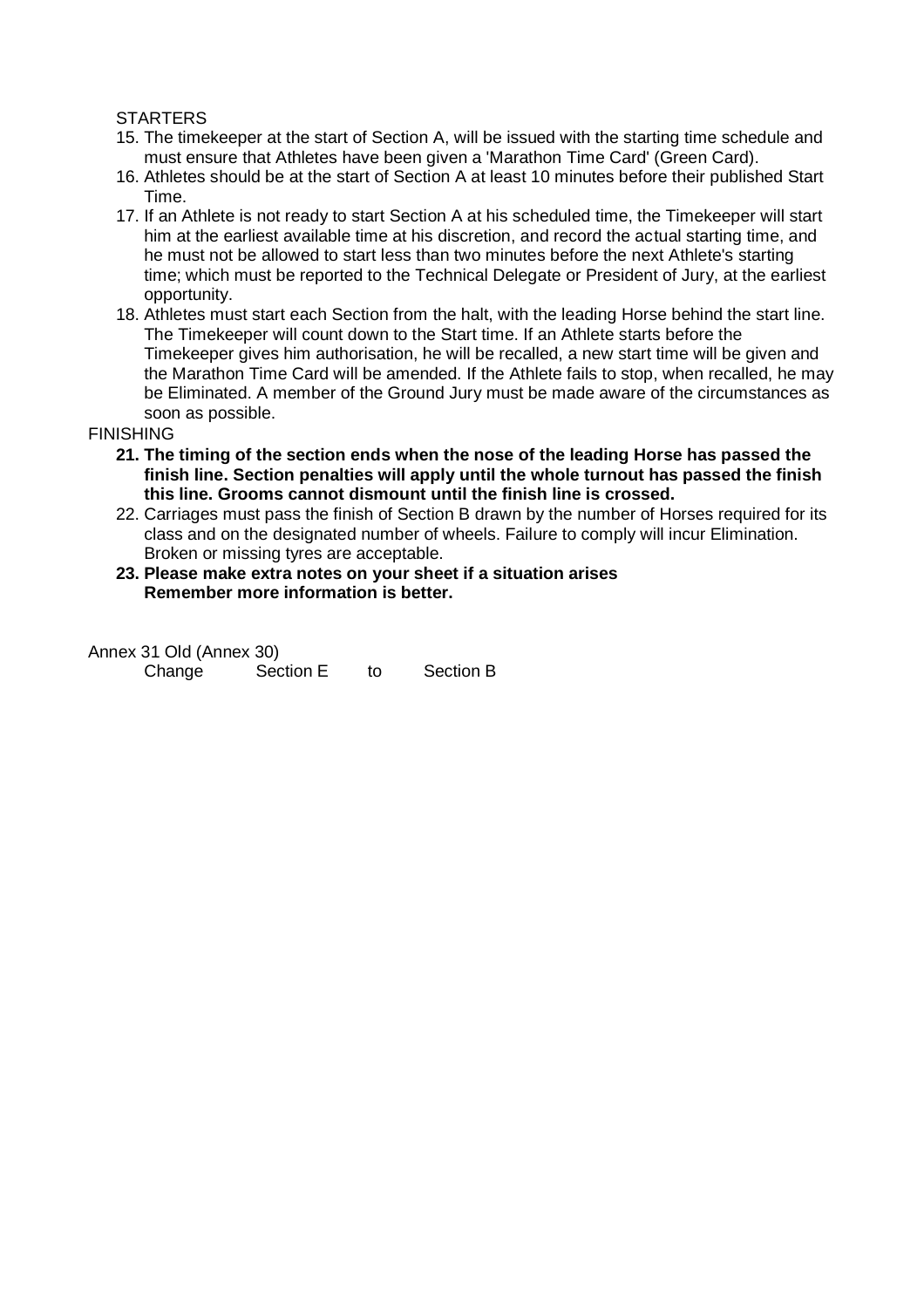STARTERS

15. The timekeeper at the start of Section A, will be issued with the starting time schedule and must ensure that Athletes have been given a 'Marathon Time Card' (Green Card).
16. Athletes should be at the start of Section A at least 10 minutes before their published Start Time.
17. If an Athlete is not ready to start Section A at his scheduled time, the Timekeeper will start him at the earliest available time at his discretion, and record the actual starting time, and he must not be allowed to start less than two minutes before the next Athlete's starting time; which must be reported to the Technical Delegate or President of Jury, at the earliest opportunity.
18. Athletes must start each Section from the halt, with the leading Horse behind the start line. The Timekeeper will count down to the Start time. If an Athlete starts before the Timekeeper gives him authorisation, he will be recalled, a new start time will be given and the Marathon Time Card will be amended. If the Athlete fails to stop, when recalled, he may be Eliminated. A member of the Ground Jury must be made aware of the circumstances as soon as possible.

FINISHING

21. **The timing of the section ends when the nose of the leading Horse has passed the finish line. Section penalties will apply until the whole turnout has passed the finish this line. Grooms cannot dismount until the finish line is crossed.**
22. Carriages must pass the finish of Section B drawn by the number of Horses required for its class and on the designated number of wheels. Failure to comply will incur Elimination. Broken or missing tyres are acceptable.
23. **Please make extra notes on your sheet if a situation arises**
    **Remember more information is better.**

Annex 31 Old (Annex 30)

Change Section E to Section B